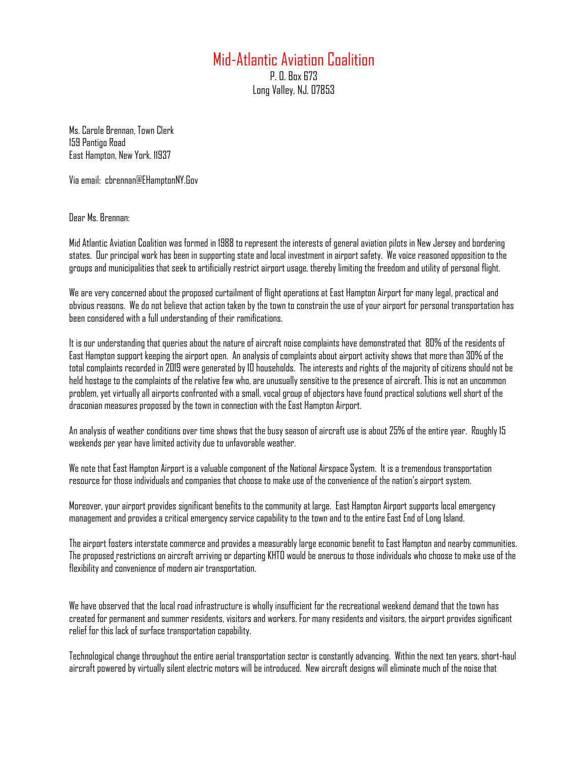# Mid-Atlantic Aviation Coalition

P. O. Box 673
Long Valley, NJ. 07853

Ms. Carole Brennan, Town Clerk
159 Pantigo Road
East Hampton, New York. 11937

Via email: cbrennan@EHamptonNY.Gov

Dear Ms. Brennan:

Mid Atlantic Aviation Coalition was formed in 1988 to represent the interests of general aviation pilots in New Jersey and bordering states. Our principal work has been in supporting state and local investment in airport safety. We voice reasoned opposition to the groups and municipalities that seek to artificially restrict airport usage, thereby limiting the freedom and utility of personal flight.

We are very concerned about the proposed curtailment of flight operations at East Hampton Airport for many legal, practical and obvious reasons. We do not believe that action taken by the town to constrain the use of your airport for personal transportation has been considered with a full understanding of their ramifications.

It is our understanding that queries about the nature of aircraft noise complaints have demonstrated that 80% of the residents of East Hampton support keeping the airport open. An analysis of complaints about airport activity shows that more than 30% of the total complaints recorded in 2019 were generated by 10 households. The interests and rights of the majority of citizens should not be held hostage to the complaints of the relative few who, are unusually sensitive to the presence of aircraft. This is not an uncommon problem, yet virtually all airports confronted with a small, vocal group of objectors have found practical solutions well short of the draconian measures proposed by the town in connection with the East Hampton Airport.

An analysis of weather conditions over time shows that the busy season of aircraft use is about 25% of the entire year. Roughly 15 weekends per year have limited activity due to unfavorable weather.

We note that East Hampton Airport is a valuable component of the National Airspace System. It is a tremendous transportation resource for those individuals and companies that choose to make use of the convenience of the nation's airport system.

Moreover, your airport provides significant benefits to the community at large. East Hampton Airport supports local emergency management and provides a critical emergency service capability to the town and to the entire East End of Long Island.

The airport fosters interstate commerce and provides a measurably large economic benefit to East Hampton and nearby communities. The proposed restrictions on aircraft arriving or departing KHTO would be onerous to those individuals who choose to make use of the flexibility and convenience of modern air transportation.

We have observed that the local road infrastructure is wholly insufficient for the recreational weekend demand that the town has created for permanent and summer residents, visitors and workers. For many residents and visitors, the airport provides significant relief for this lack of surface transportation capability.

Technological change throughout the entire aerial transportation sector is constantly advancing. Within the next ten years, short-haul aircraft powered by virtually silent electric motors will be introduced. New aircraft designs will eliminate much of the noise that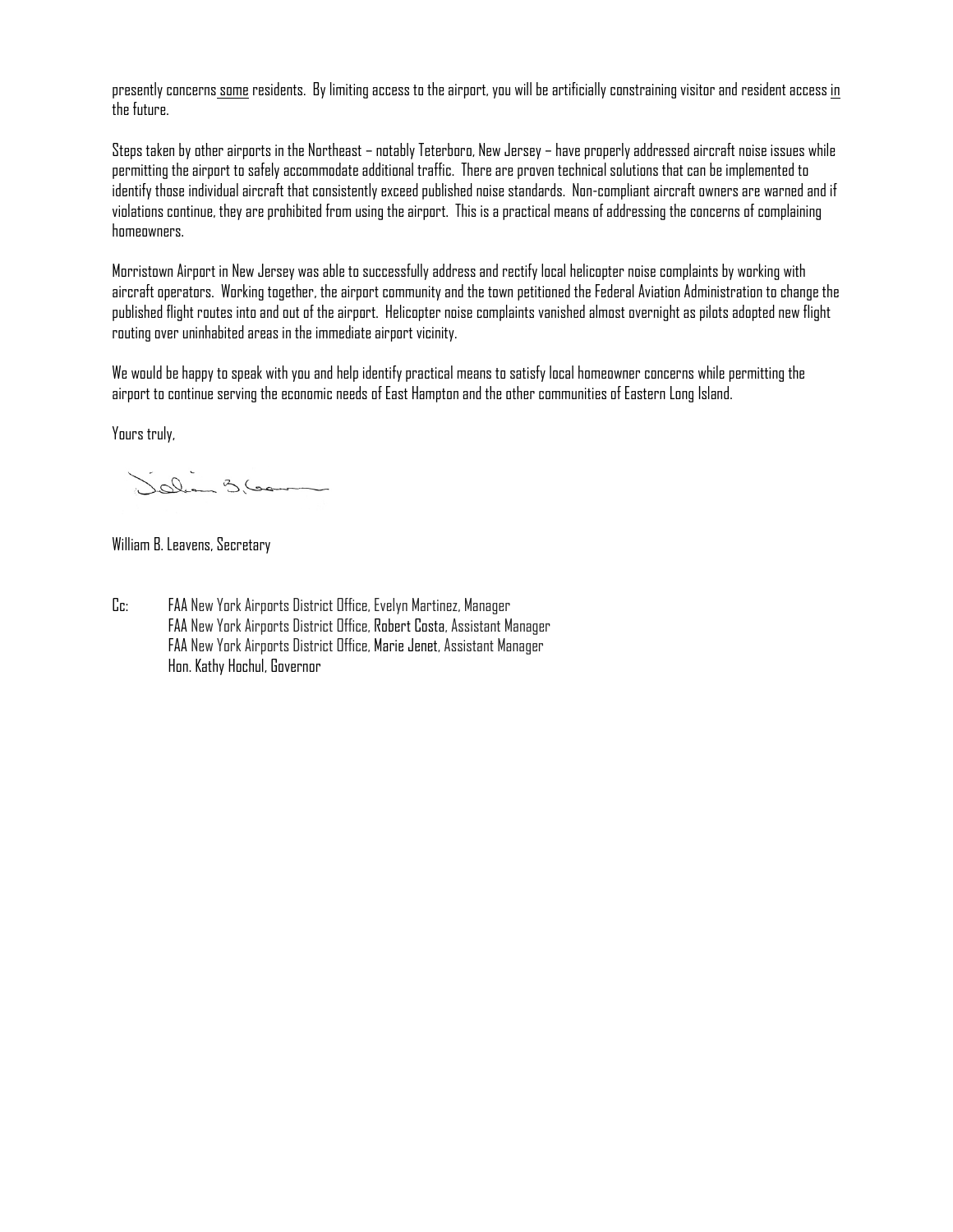presently concerns some residents. By limiting access to the airport, you will be artificially constraining visitor and resident access in the future.

Steps taken by other airports in the Northeast – notably Teterboro, New Jersey – have properly addressed aircraft noise issues while permitting the airport to safely accommodate additional traffic. There are proven technical solutions that can be implemented to identify those individual aircraft that consistently exceed published noise standards. Non-compliant aircraft owners are warned and if violations continue, they are prohibited from using the airport. This is a practical means of addressing the concerns of complaining homeowners.

Morristown Airport in New Jersey was able to successfully address and rectify local helicopter noise complaints by working with aircraft operators. Working together, the airport community and the town petitioned the Federal Aviation Administration to change the published flight routes into and out of the airport. Helicopter noise complaints vanished almost overnight as pilots adopted new flight routing over uninhabited areas in the immediate airport vicinity.

We would be happy to speak with you and help identify practical means to satisfy local homeowner concerns while permitting the airport to continue serving the economic needs of East Hampton and the other communities of Eastern Long Island.

Yours truly,

William B. Leavens, Secretary

Cc: FAA New York Airports District Office, Evelyn Martinez, Manager
FAA New York Airports District Office, Robert Costa, Assistant Manager
FAA New York Airports District Office, Marie Jenet, Assistant Manager
Hon. Kathy Hochul, Governor